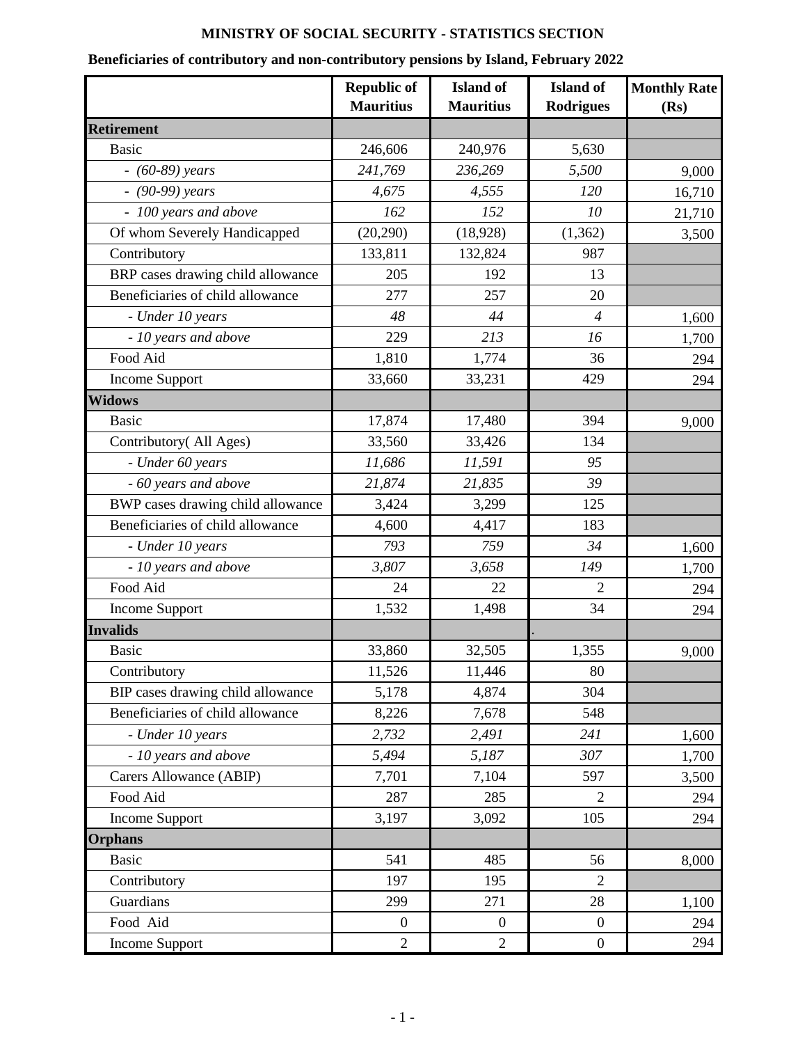# MINISTRY OF SOCIAL SECURITY - STATISTICS SECTION

## Beneficiaries of contributory and non-contributory pensions by Island, February 2022

| | Republic of Mauritius | Island of Mauritius | Island of Rodrigues | Monthly Rate (Rs) |
|---|---|---|---|---|
| **Retirement** | | | | |
| Basic | 246,606 | 240,976 | 5,630 | |
| - *(60-89) years* | *241,769* | *236,269* | *5,500* | 9,000 |
| - *(90-99) years* | *4,675* | *4,555* | *120* | 16,710 |
| - *100 years and above* | *162* | *152* | *10* | 21,710 |
| Of whom Severely Handicapped | (20,290) | (18,928) | (1,362) | 3,500 |
| Contributory | 133,811 | 132,824 | 987 | |
| BRP cases drawing child allowance | 205 | 192 | 13 | |
| Beneficiaries of child allowance | 277 | 257 | 20 | |
| - *Under 10 years* | *48* | *44* | *4* | 1,600 |
| - *10 years and above* | 229 | *213* | *16* | 1,700 |
| Food Aid | 1,810 | 1,774 | 36 | 294 |
| Income Support | 33,660 | 33,231 | 429 | 294 |
| **Widows** | | | | |
| Basic | 17,874 | 17,480 | 394 | 9,000 |
| Contributory( All Ages) | 33,560 | 33,426 | 134 | |
| - *Under 60 years* | *11,686* | *11,591* | *95* | |
| - *60 years and above* | *21,874* | *21,835* | *39* | |
| BWP cases drawing child allowance | 3,424 | 3,299 | 125 | |
| Beneficiaries of child allowance | 4,600 | 4,417 | 183 | |
| - *Under 10 years* | *793* | *759* | *34* | 1,600 |
| - *10 years and above* | *3,807* | *3,658* | *149* | 1,700 |
| Food Aid | 24 | 22 | 2 | 294 |
| Income Support | 1,532 | 1,498 | 34 | 294 |
| **Invalids** | | | . | |
| Basic | 33,860 | 32,505 | 1,355 | 9,000 |
| Contributory | 11,526 | 11,446 | 80 | |
| BIP cases drawing child allowance | 5,178 | 4,874 | 304 | |
| Beneficiaries of child allowance | 8,226 | 7,678 | 548 | |
| - *Under 10 years* | *2,732* | *2,491* | *241* | 1,600 |
| - *10 years and above* | *5,494* | *5,187* | *307* | 1,700 |
| Carers Allowance (ABIP) | 7,701 | 7,104 | 597 | 3,500 |
| Food Aid | 287 | 285 | 2 | 294 |
| Income Support | 3,197 | 3,092 | 105 | 294 |
| **Orphans** | | | | |
| Basic | 541 | 485 | 56 | 8,000 |
| Contributory | 197 | 195 | 2 | |
| Guardians | 299 | 271 | 28 | 1,100 |
| Food Aid | 0 | 0 | 0 | 294 |
| Income Support | 2 | 2 | 0 | 294 |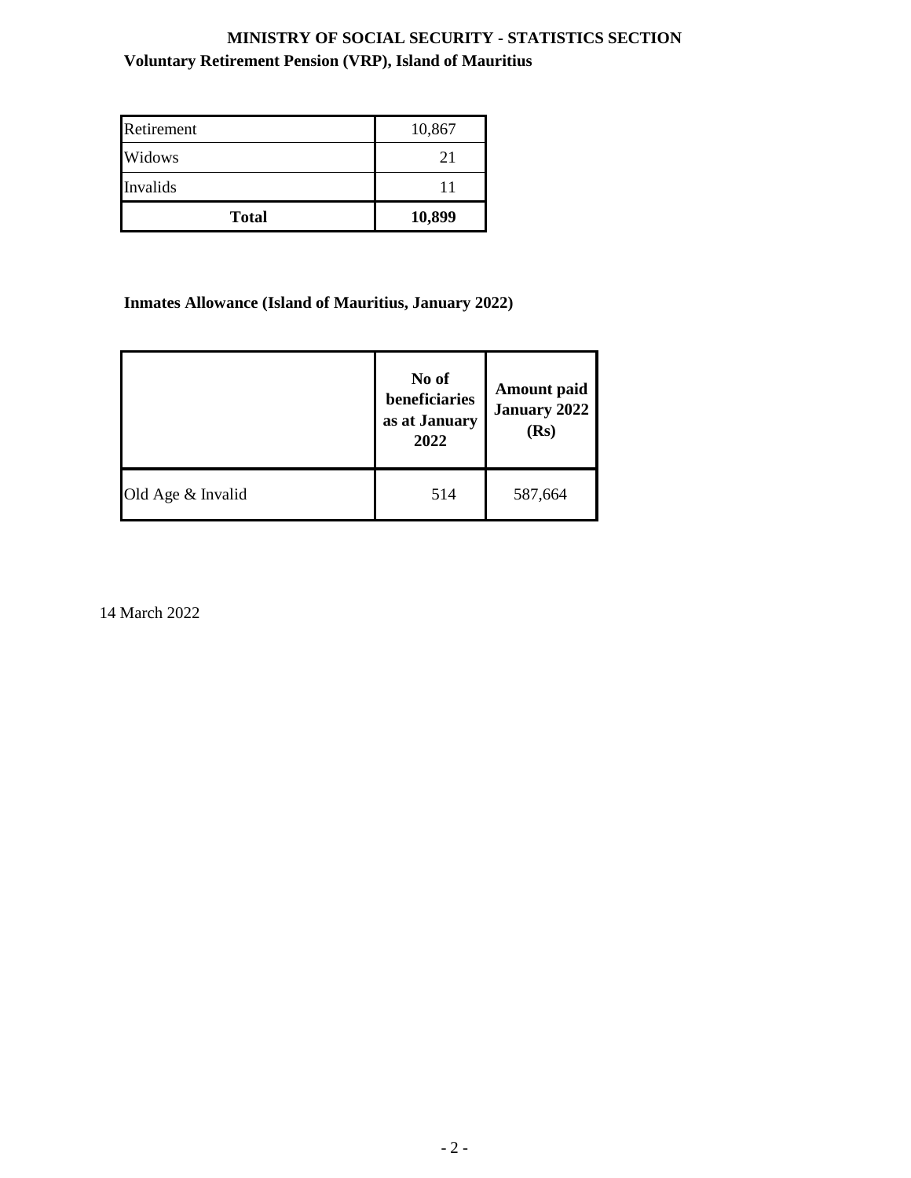**MINISTRY OF SOCIAL SECURITY - STATISTICS SECTION**

**Voluntary Retirement Pension (VRP), Island of Mauritius**

| | |
|---|---|
| Retirement | 10,867 |
| Widows | 21 |
| Invalids | 11 |
| **Total** | **10,899** |

**Inmates Allowance (Island of Mauritius, January 2022)**

| | **No of beneficiaries as at January 2022** | **Amount paid January 2022 (Rs)** |
|---|---|---|
| Old Age & Invalid | 514 | 587,664 |

14 March 2022